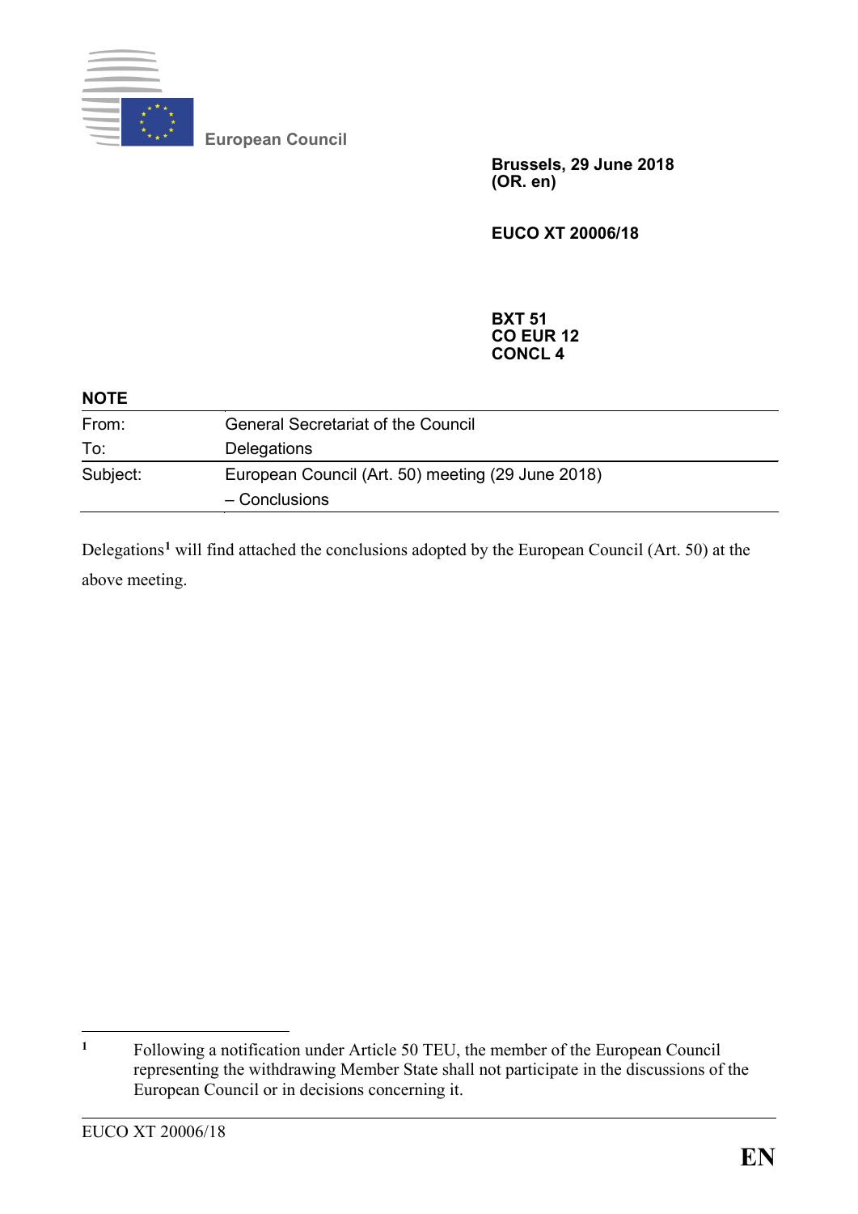European Council

**Brussels, 29 June 2018**
**(OR. en)**

**EUCO XT 20006/18**

**BXT 51**
**CO EUR 12**
**CONCL 4**

**NOTE**

| | |
|---|---|
| From: | General Secretariat of the Council |
| To: | Delegations |
| Subject: | European Council (Art. 50) meeting (29 June 2018) – Conclusions |

Delegations[1] will find attached the conclusions adopted by the European Council (Art. 50) at the above meeting.

[1] Following a notification under Article 50 TEU, the member of the European Council representing the withdrawing Member State shall not participate in the discussions of the European Council or in decisions concerning it.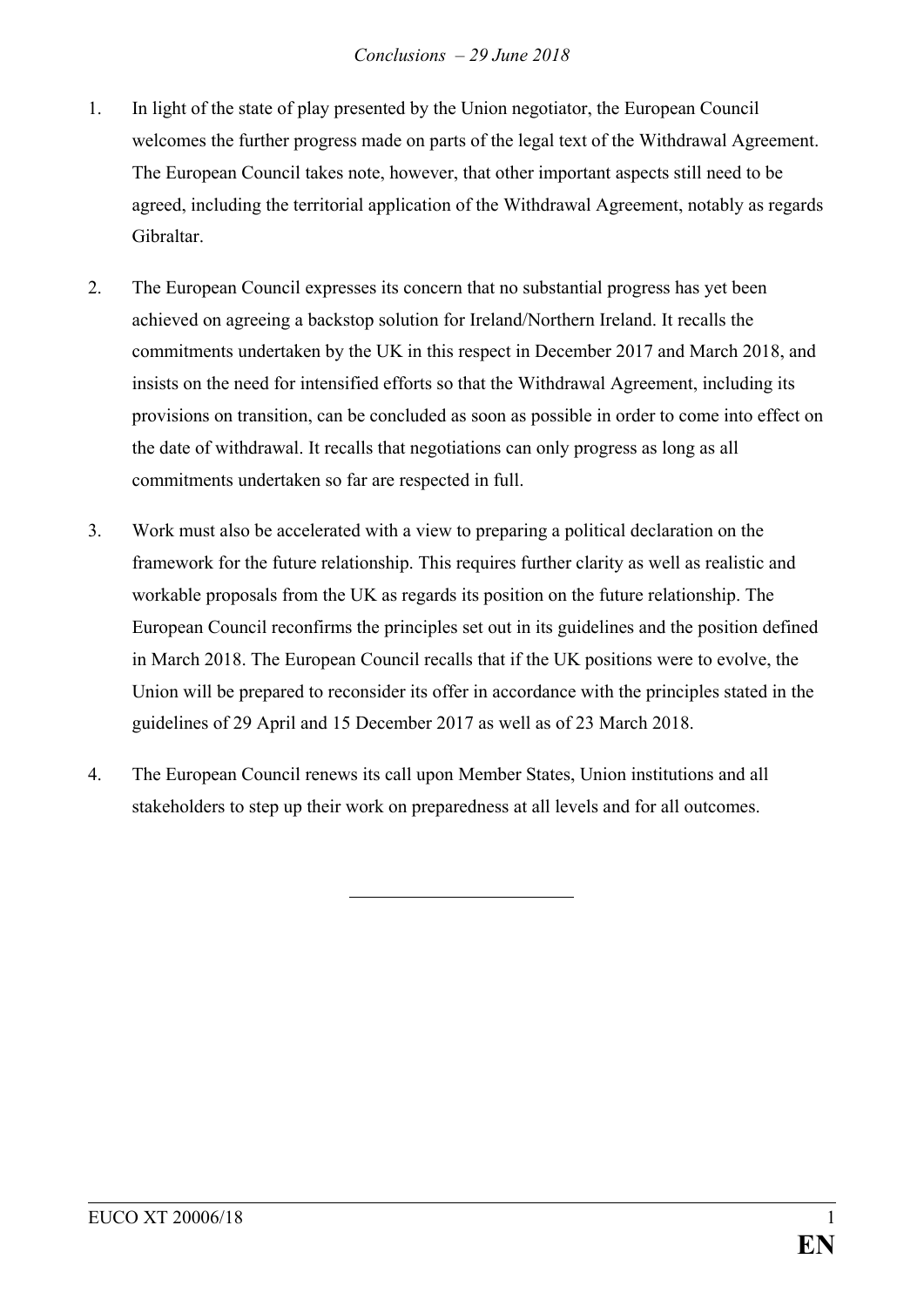*Conclusions – 29 June 2018*

1. In light of the state of play presented by the Union negotiator, the European Council welcomes the further progress made on parts of the legal text of the Withdrawal Agreement. The European Council takes note, however, that other important aspects still need to be agreed, including the territorial application of the Withdrawal Agreement, notably as regards Gibraltar.

2. The European Council expresses its concern that no substantial progress has yet been achieved on agreeing a backstop solution for Ireland/Northern Ireland. It recalls the commitments undertaken by the UK in this respect in December 2017 and March 2018, and insists on the need for intensified efforts so that the Withdrawal Agreement, including its provisions on transition, can be concluded as soon as possible in order to come into effect on the date of withdrawal. It recalls that negotiations can only progress as long as all commitments undertaken so far are respected in full.

3. Work must also be accelerated with a view to preparing a political declaration on the framework for the future relationship. This requires further clarity as well as realistic and workable proposals from the UK as regards its position on the future relationship. The European Council reconfirms the principles set out in its guidelines and the position defined in March 2018. The European Council recalls that if the UK positions were to evolve, the Union will be prepared to reconsider its offer in accordance with the principles stated in the guidelines of 29 April and 15 December 2017 as well as of 23 March 2018.

4. The European Council renews its call upon Member States, Union institutions and all stakeholders to step up their work on preparedness at all levels and for all outcomes.